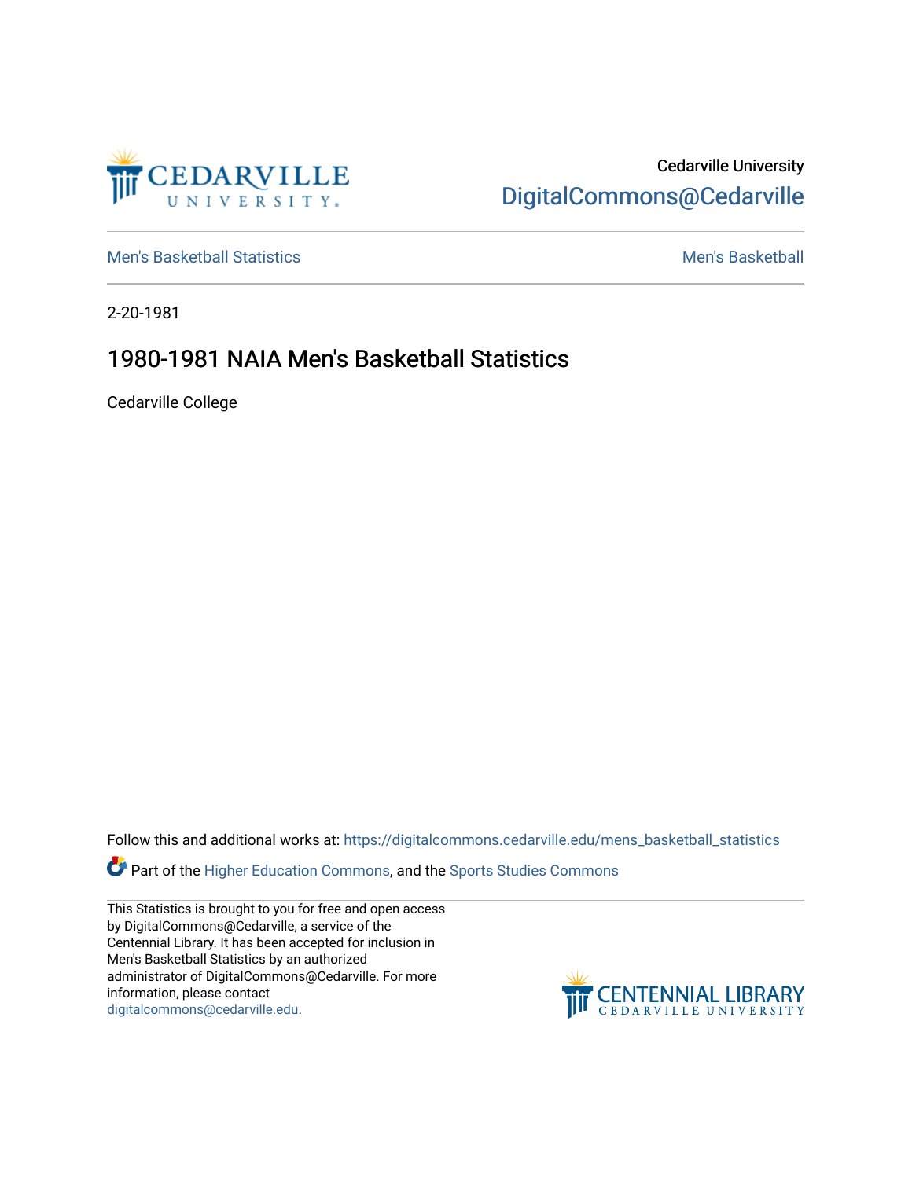Cedarville University
DigitalCommons@Cedarville

Men's Basketball Statistics | Men's Basketball

2-20-1981

# 1980-1981 NAIA Men's Basketball Statistics

Cedarville College

Follow this and additional works at: https://digitalcommons.cedarville.edu/mens_basketball_statistics

Part of the Higher Education Commons, and the Sports Studies Commons

This Statistics is brought to you for free and open access by DigitalCommons@Cedarville, a service of the Centennial Library. It has been accepted for inclusion in Men's Basketball Statistics by an authorized administrator of DigitalCommons@Cedarville. For more information, please contact digitalcommons@cedarville.edu.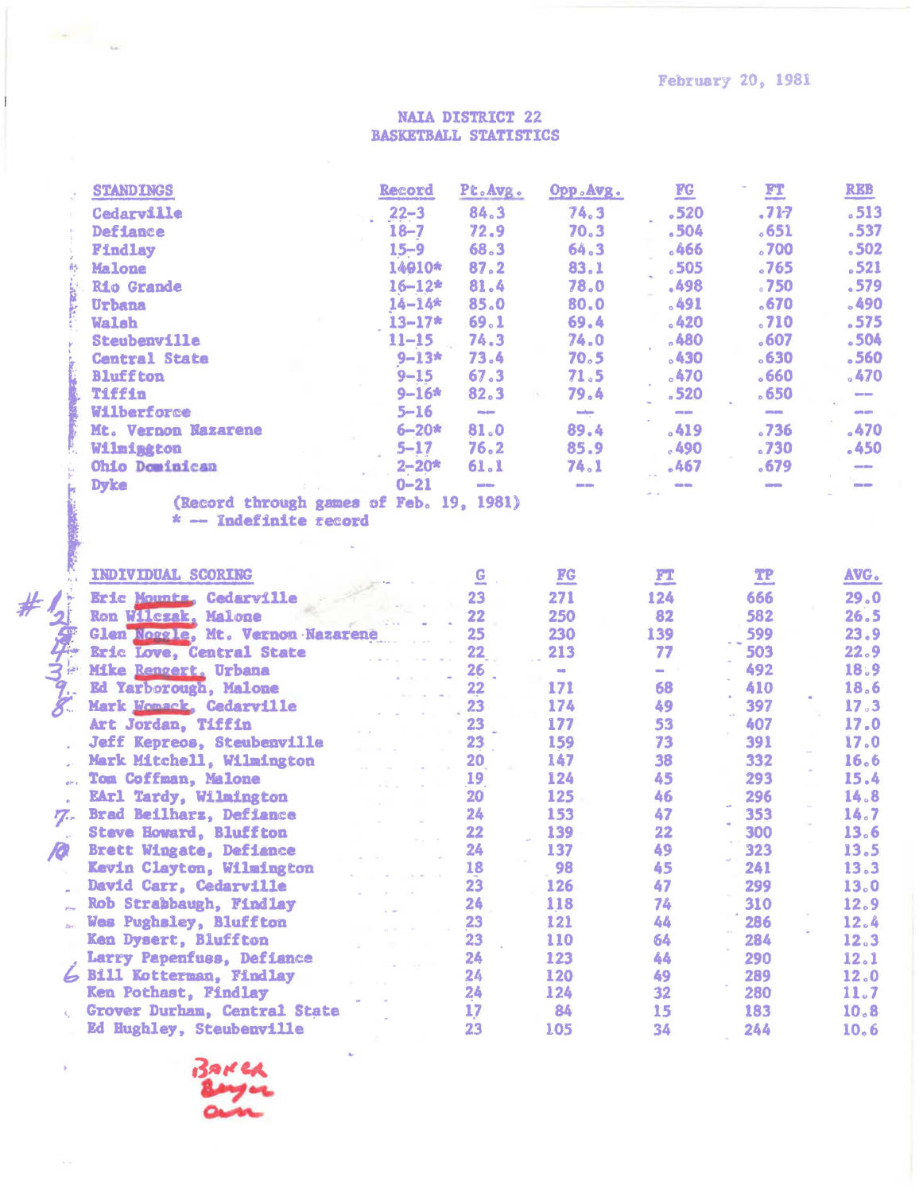February 20, 1981

## NAIA DISTRICT 22
## BASKETBALL STATISTICS

| STANDINGS | Record | Pt.Avg. | Opp.Avg. | FG | FT | REB |
|---|---|---|---|---|---|---|
| Cedarville | 22-3 | 84.3 | 74.3 | .520 | .717 | .513 |
| Defiance | 18-7 | 72.9 | 70.3 | .504 | .651 | .537 |
| Findlay | 15-9 | 68.3 | 64.3 | .466 | .700 | .502 |
| Malone | 14010* | 87.2 | 83.1 | .505 | .765 | .521 |
| Rio Grande | 16-12* | 81.4 | 78.0 | .498 | .750 | .579 |
| Urbana | 14-14* | 85.0 | 80.0 | .491 | .670 | .490 |
| Walsh | 13-17* | 69.1 | 69.4 | .420 | .710 | .575 |
| Steubenville | 11-15 | 74.3 | 74.0 | .480 | .607 | .504 |
| Central State | 9-13* | 73.4 | 70.5 | .430 | .630 | .560 |
| Bluffton | 9-15 | 67.3 | 71.5 | .470 | .660 | .470 |
| Tiffin | 9-16* | 82.3 | 79.4 | .520 | .650 | --- |
| Wilberforce | 5-16 | --- | --- | --- | --- | --- |
| Mt. Vernon Nazarene | 6-20* | 81.0 | 89.4 | .419 | .736 | .470 |
| Wilmington | 5-17 | 76.2 | 85.9 | .490 | .730 | .450 |
| Ohio Dominican | 2-20* | 61.1 | 74.1 | .467 | .679 | --- |
| Dyke | 0-21 | --- | --- | --- | --- | --- |

(Record through games of Feb. 19, 1981)

\* -- Indefinite record

| | INDIVIDUAL SCORING | G | FG | FT | TP | AVG. |
|---|---|---|---|---|---|---|
| #1 | Eric Mounts, Cedarville | 23 | 271 | 124 | 666 | 29.0 |
| 2 | Ron Wilczak, Malone | 22 | 250 | 82 | 582 | 26.5 |
| 5 | Glen Noggle, Mt. Vernon Nazarene | 25 | 230 | 139 | 599 | 23.9 |
| 4 | Eric Love, Central State | 22 | 213 | 77 | 503 | 22.9 |
| 3 | Mike Rengert, Urbana | 26 | -- | -- | 492 | 18.9 |
| 9 | Ed Yarborough, Malone | 22 | 171 | 68 | 410 | 18.6 |
| 8 | Mark Womack, Cedarville | 23 | 174 | 49 | 397 | 17.3 |
| | Art Jordan, Tiffin | 23 | 177 | 53 | 407 | 17.0 |
| | Jeff Kepreos, Steubenville | 23 | 159 | 73 | 391 | 17.0 |
| | Mark Mitchell, Wilmington | 20 | 147 | 38 | 332 | 16.6 |
| | Tom Coffman, Malone | 19 | 124 | 45 | 293 | 15.4 |
| | EArl Tardy, Wilmington | 20 | 125 | 46 | 296 | 14.8 |
| 7 | Brad Beilharz, Defiance | 24 | 153 | 47 | 353 | 14.7 |
| | Steve Howard, Bluffton | 22 | 139 | 22 | 300 | 13.6 |
| 10 | Brett Wingate, Defiance | 24 | 137 | 49 | 323 | 13.5 |
| | Kevin Clayton, Wilmington | 18 | 98 | 45 | 241 | 13.3 |
| | David Carr, Cedarville | 23 | 126 | 47 | 299 | 13.0 |
| | Rob Strabbaugh, Findlay | 24 | 118 | 74 | 310 | 12.9 |
| | Wes Pughsley, Bluffton | 23 | 121 | 44 | 286 | 12.4 |
| | Ken Dysert, Bluffton | 23 | 110 | 64 | 284 | 12.3 |
| | Larry Papenfuss, Defiance | 24 | 123 | 44 | 290 | 12.1 |
| 6 | Bill Kotterman, Findlay | 24 | 120 | 49 | 289 | 12.0 |
| | Ken Pothast, Findlay | 24 | 124 | 32 | 280 | 11.7 |
| | Grover Durham, Central State | 17 | 84 | 15 | 183 | 10.8 |
| | Ed Hughley, Steubenville | 23 | 105 | 34 | 244 | 10.6 |

Baker
Bryan
Ann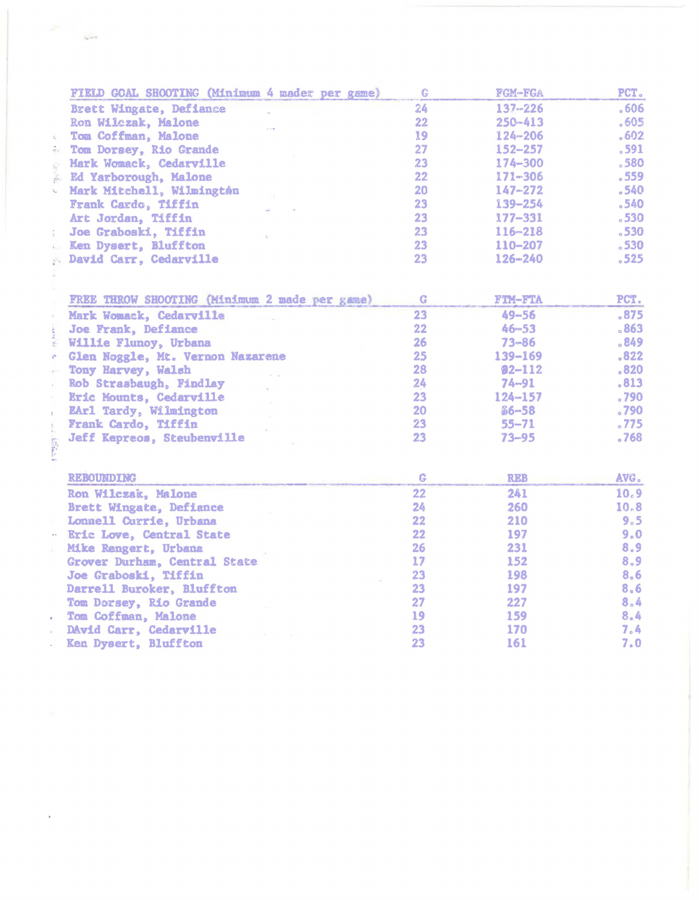| FIELD GOAL SHOOTING (Minimum 4 made per game) | G | FGM-FGA | PCT. |
|---|---|---|---|
| Brett Wingate, Defiance | 24 | 137-226 | .606 |
| Ron Wilczak, Malone | 22 | 250-413 | .605 |
| Tom Coffman, Malone | 19 | 124-206 | .602 |
| Tom Dorsey, Rio Grande | 27 | 152-257 | .591 |
| Mark Womack, Cedarville | 23 | 174-300 | .580 |
| Ed Yarborough, Malone | 22 | 171-306 | .559 |
| Mark Mitchell, Wilmington | 20 | 147-272 | .540 |
| Frank Cardo, Tiffin | 23 | 139-254 | .540 |
| Art Jordan, Tiffin | 23 | 177-331 | .530 |
| Joe Graboski, Tiffin | 23 | 116-218 | .530 |
| Ken Dysert, Bluffton | 23 | 110-207 | .530 |
| David Carr, Cedarville | 23 | 126-240 | .525 |

| FREE THROW SHOOTING (Minimum 2 made per game) | G | FTM-FTA | PCT. |
|---|---|---|---|
| Mark Womack, Cedarville | 23 | 49-56 | .875 |
| Joe Frank, Defiance | 22 | 46-53 | .863 |
| Willie Flunoy, Urbana | 26 | 73-86 | .849 |
| Glen Noggle, Mt. Vernon Nazarene | 25 | 139-169 | .822 |
| Tony Harvey, Walsh | 28 | 92-112 | .820 |
| Rob Strasbaugh, Findlay | 24 | 74-91 | .813 |
| Eric Mounts, Cedarville | 23 | 124-157 | .790 |
| EArl Tardy, Wilmington | 20 | 46-58 | .790 |
| Frank Cardo, Tiffin | 23 | 55-71 | .775 |
| Jeff Kepreos, Steubenville | 23 | 73-95 | .768 |

| REBOUNDING | G | REB | AVG. |
|---|---|---|---|
| Ron Wilczak, Malone | 22 | 241 | 10.9 |
| Brett Wingate, Defiance | 24 | 260 | 10.8 |
| Lonnell Currie, Urbana | 22 | 210 | 9.5 |
| Eric Love, Central State | 22 | 197 | 9.0 |
| Mike Rengert, Urbana | 26 | 231 | 8.9 |
| Grover Durham, Central State | 17 | 152 | 8.9 |
| Joe Graboski, Tiffin | 23 | 198 | 8.6 |
| Darrell Buroker, Bluffton | 23 | 197 | 8.6 |
| Tom Dorsey, Rio Grande | 27 | 227 | 8.4 |
| Tom Coffman, Malone | 19 | 159 | 8.4 |
| DAvid Carr, Cedarville | 23 | 170 | 7.4 |
| Ken Dysert, Bluffton | 23 | 161 | 7.0 |